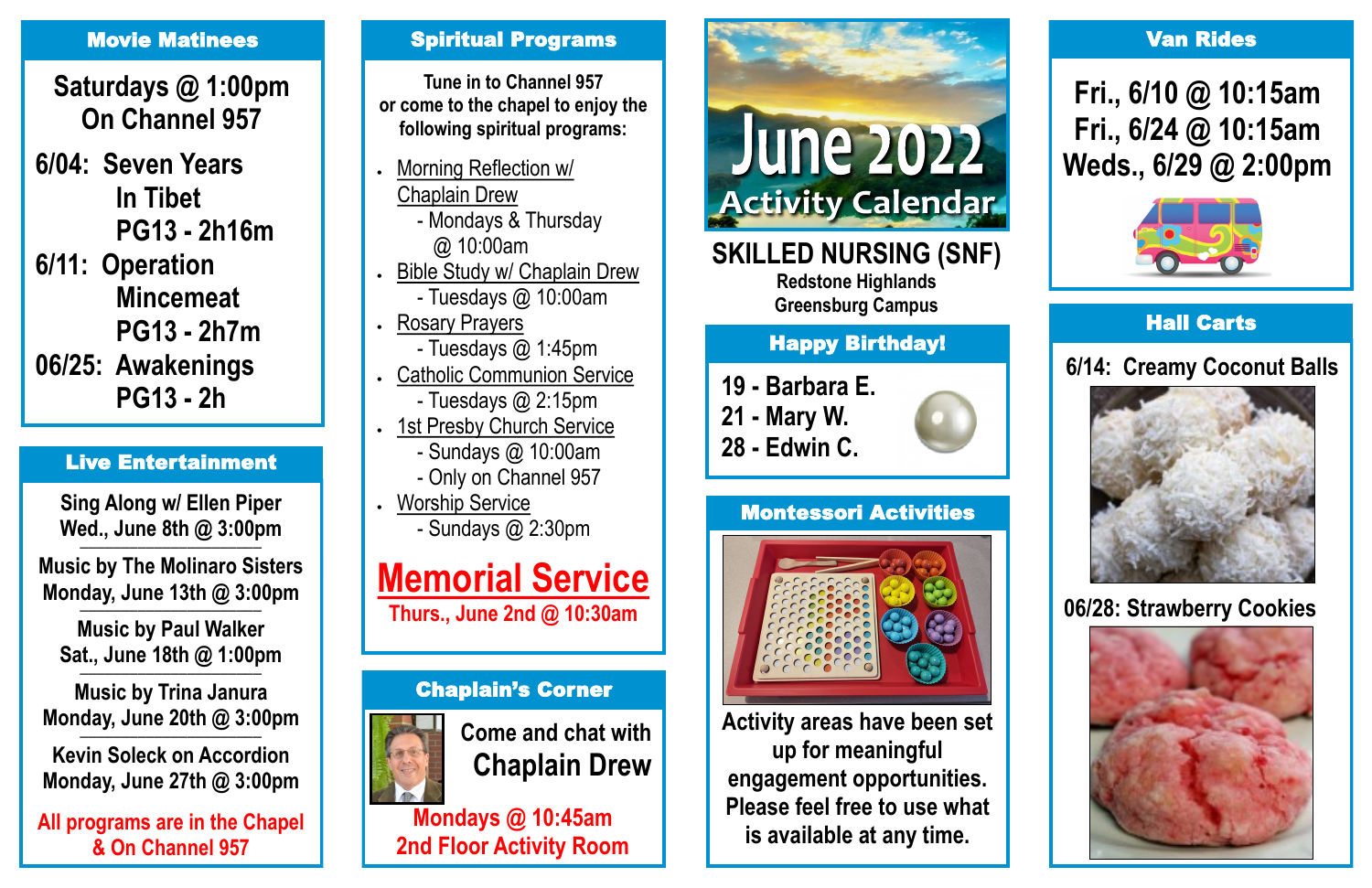# June 2022 Activity Calendar

## SKILLED NURSING (SNF)

**Redstone Highlands**
**Greensburg Campus**

## Movie Matinees

**Saturdays @ 1:00pm**
**On Channel 957**

- **6/04:** Seven Years In Tibet — PG13 - 2h16m
- **6/11:** Operation Mincemeat — PG13 - 2h7m
- **06/25:** Awakenings — PG13 - 2h

## Live Entertainment

Sing Along w/ Ellen Piper
Wed., June 8th @ 3:00pm

Music by The Molinaro Sisters
Monday, June 13th @ 3:00pm

Music by Paul Walker
Sat., June 18th @ 1:00pm

Music by Trina Janura
Monday, June 20th @ 3:00pm

Kevin Soleck on Accordion
Monday, June 27th @ 3:00pm

**All programs are in the Chapel & On Channel 957**

## Spiritual Programs

Tune in to Channel 957 or come to the chapel to enjoy the following spiritual programs:

- Morning Reflection w/ Chaplain Drew
  - Mondays & Thursday @ 10:00am
- Bible Study w/ Chaplain Drew
  - Tuesdays @ 10:00am
- Rosary Prayers
  - Tuesdays @ 1:45pm
- Catholic Communion Service
  - Tuesdays @ 2:15pm
- 1st Presby Church Service
  - Sundays @ 10:00am
  - Only on Channel 957
- Worship Service
  - Sundays @ 2:30pm

## Memorial Service

**Thurs., June 2nd @ 10:30am**

## Chaplain's Corner

Come and chat with **Chaplain Drew**

**Mondays @ 10:45am**
**2nd Floor Activity Room**

## Happy Birthday!

- 19 - Barbara E.
- 21 - Mary W.
- 28 - Edwin C.

## Montessori Activities

Activity areas have been set up for meaningful engagement opportunities. Please feel free to use what is available at any time.

## Van Rides

- Fri., 6/10 @ 10:15am
- Fri., 6/24 @ 10:15am
- Weds., 6/29 @ 2:00pm

## Hall Carts

- 6/14: Creamy Coconut Balls
- 06/28: Strawberry Cookies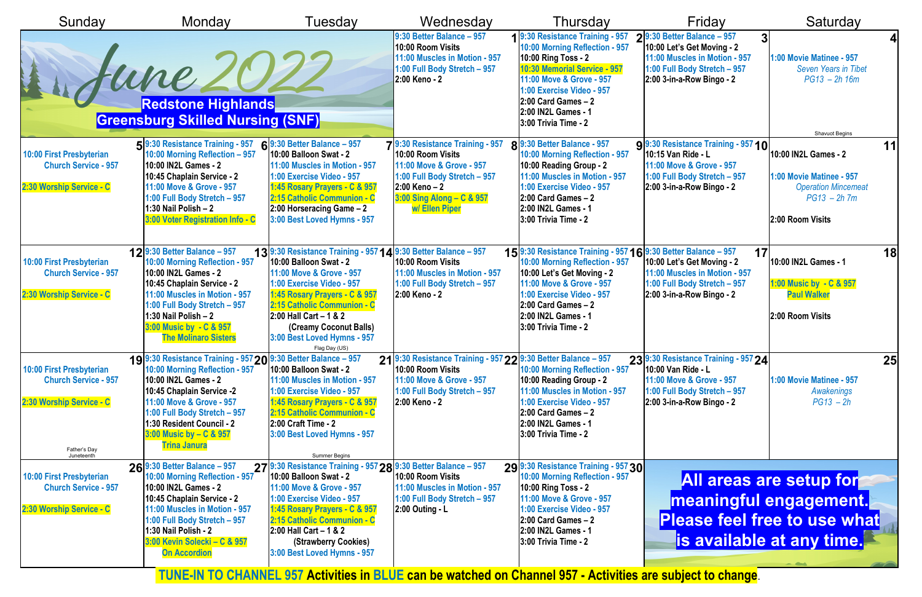# June 2022

## Redstone Highlands
## Greensburg Skilled Nursing (SNF)

| Sunday | Monday | Tuesday | Wednesday | Thursday | Friday | Saturday |
|---|---|---|---|---|---|---|
| | | | **1** 9:30 Better Balance – 957<br>10:00 Room Visits<br>11:00 Muscles in Motion - 957<br>1:00 Full Body Stretch – 957<br>2:00 Keno - 2 | **2** 9:30 Resistance Training - 957<br>10:00 Morning Reflection - 957<br>10:00 Ring Toss - 2<br>10:30 Memorial Service - 957<br>11:00 Move & Grove - 957<br>1:00 Exercise Video - 957<br>2:00 Card Games – 2<br>2:00 IN2L Games - 1<br>3:00 Trivia Time - 2 | **3** 9:30 Better Balance – 957<br>10:00 Let's Get Moving - 2<br>11:00 Muscles in Motion - 957<br>1:00 Full Body Stretch – 957<br>2:00 3-in-a-Row Bingo - 2 | **4** 1:00 Movie Matinee - 957<br>*Seven Years in Tibet*<br>*PG13 – 2h 16m*<br>Shavuot Begins |
| **5** 10:00 First Presbyterian Church Service - 957<br>2:30 Worship Service - C | **6** 9:30 Resistance Training - 957<br>10:00 Morning Reflection – 957<br>10:00 IN2L Games - 2<br>10:45 Chaplain Service - 2<br>11:00 Move & Grove - 957<br>1:00 Full Body Stretch – 957<br>1:30 Nail Polish – 2<br>3:00 Voter Registration Info - C | **7** 9:30 Better Balance – 957<br>10:00 Balloon Swat - 2<br>11:00 Muscles in Motion - 957<br>1:00 Exercise Video - 957<br>1:45 Rosary Prayers - C & 957<br>2:15 Catholic Communion - C<br>2:00 Horseracing Game – 2<br>3:00 Best Loved Hymns - 957 | **8** 9:30 Resistance Training - 957<br>10:00 Room Visits<br>11:00 Move & Grove - 957<br>1:00 Full Body Stretch – 957<br>2:00 Keno – 2<br>3:00 Sing Along – C & 957 w/ Ellen Piper | **9** 9:30 Better Balance - 957<br>10:00 Morning Reflection - 957<br>10:00 Reading Group - 2<br>11:00 Muscles in Motion - 957<br>1:00 Exercise Video - 957<br>2:00 Card Games – 2<br>2:00 IN2L Games - 1<br>3:00 Trivia Time - 2 | **10** 9:30 Resistance Training - 957<br>10:15 Van Ride - L<br>11:00 Move & Grove - 957<br>1:00 Full Body Stretch – 957<br>2:00 3-in-a-Row Bingo - 2 | **11** 10:00 IN2L Games - 2<br>1:00 Movie Matinee - 957<br>*Operation Mincemeat*<br>*PG13 – 2h 7m*<br>2:00 Room Visits |
| **12** 10:00 First Presbyterian Church Service - 957<br>2:30 Worship Service - C | **13** 9:30 Better Balance – 957<br>10:00 Morning Reflection - 957<br>10:00 IN2L Games - 2<br>10:45 Chaplain Service - 2<br>11:00 Muscles in Motion - 957<br>1:00 Full Body Stretch – 957<br>1:30 Nail Polish – 2<br>3:00 Music by - C & 957 The Molinaro Sisters | **14** 9:30 Resistance Training - 957<br>10:00 Balloon Swat - 2<br>11:00 Move & Grove - 957<br>1:00 Exercise Video - 957<br>1:45 Rosary Prayers - C & 957<br>2:15 Catholic Communion - C<br>2:00 Hall Cart – 1 & 2 (Creamy Coconut Balls)<br>3:00 Best Loved Hymns - 957<br>Flag Day (US) | **15** 9:30 Better Balance – 957<br>10:00 Room Visits<br>11:00 Muscles in Motion - 957<br>1:00 Full Body Stretch – 957<br>2:00 Keno - 2 | **16** 9:30 Resistance Training - 957<br>10:00 Morning Reflection - 957<br>10:00 Let's Get Moving - 2<br>11:00 Move & Grove - 957<br>1:00 Exercise Video - 957<br>2:00 Card Games – 2<br>2:00 IN2L Games - 1<br>3:00 Trivia Time - 2 | **17** 9:30 Better Balance – 957<br>10:00 Let's Get Moving - 2<br>11:00 Muscles in Motion - 957<br>1:00 Full Body Stretch – 957<br>2:00 3-in-a-Row Bingo - 2 | **18** 10:00 IN2L Games - 1<br>1:00 Music by - C & 957 Paul Walker<br>2:00 Room Visits |
| **19** 10:00 First Presbyterian Church Service - 957<br>2:30 Worship Service - C<br>Father's Day<br>Juneteenth | **20** 9:30 Resistance Training - 957<br>10:00 Morning Reflection - 957<br>10:00 IN2L Games - 2<br>10:45 Chaplain Service -2<br>11:00 Move & Grove - 957<br>1:00 Full Body Stretch – 957<br>1:30 Resident Council - 2<br>3:00 Music by – C & 957 Trina Janura | **21** 9:30 Better Balance – 957<br>10:00 Balloon Swat - 2<br>11:00 Muscles in Motion - 957<br>1:00 Exercise Video - 957<br>1:45 Rosary Prayers - C & 957<br>2:15 Catholic Communion - C<br>2:00 Craft Time - 2<br>3:00 Best Loved Hymns - 957<br>Summer Begins | **22** 9:30 Resistance Training - 957<br>10:00 Room Visits<br>11:00 Move & Grove - 957<br>1:00 Full Body Stretch – 957<br>2:00 Keno - 2 | **23** 9:30 Better Balance – 957<br>10:00 Morning Reflection - 957<br>10:00 Reading Group - 2<br>11:00 Muscles in Motion - 957<br>1:00 Exercise Video - 957<br>2:00 Card Games – 2<br>2:00 IN2L Games - 1<br>3:00 Trivia Time - 2 | **24** 9:30 Resistance Training - 957<br>10:00 Van Ride - L<br>11:00 Move & Grove - 957<br>1:00 Full Body Stretch – 957<br>2:00 3-in-a-Row Bingo - 2 | **25** 1:00 Movie Matinee - 957<br>*Awakenings*<br>*PG13 – 2h* |
| **26** 10:00 First Presbyterian Church Service - 957<br>2:30 Worship Service - C | **27** 9:30 Better Balance – 957<br>10:00 Morning Reflection - 957<br>10:00 IN2L Games - 2<br>10:45 Chaplain Service - 2<br>11:00 Muscles in Motion - 957<br>1:00 Full Body Stretch – 957<br>1:30 Nail Polish - 2<br>3:00 Kevin Solecki – C & 957 On Accordion | **28** 9:30 Resistance Training - 957<br>10:00 Balloon Swat - 2<br>11:00 Move & Grove - 957<br>1:00 Exercise Video - 957<br>1:45 Rosary Prayers - C & 957<br>2:15 Catholic Communion - C<br>2:00 Hall Cart – 1 & 2 (Strawberry Cookies)<br>3:00 Best Loved Hymns - 957 | **29** 9:30 Better Balance – 957<br>10:00 Room Visits<br>11:00 Muscles in Motion - 957<br>1:00 Full Body Stretch – 957<br>2:00 Outing - L | **30** 9:30 Resistance Training - 957<br>10:00 Morning Reflection - 957<br>10:00 Ring Toss - 2<br>11:00 Move & Grove - 957<br>1:00 Exercise Video - 957<br>2:00 Card Games – 2<br>2:00 IN2L Games - 1<br>3:00 Trivia Time - 2 | **All areas are setup for meaningful engagement. Please feel free to use what is available at any time.** | |

**TUNE-IN TO CHANNEL 957 Activities in BLUE can be watched on Channel 957 - Activities are subject to change.**